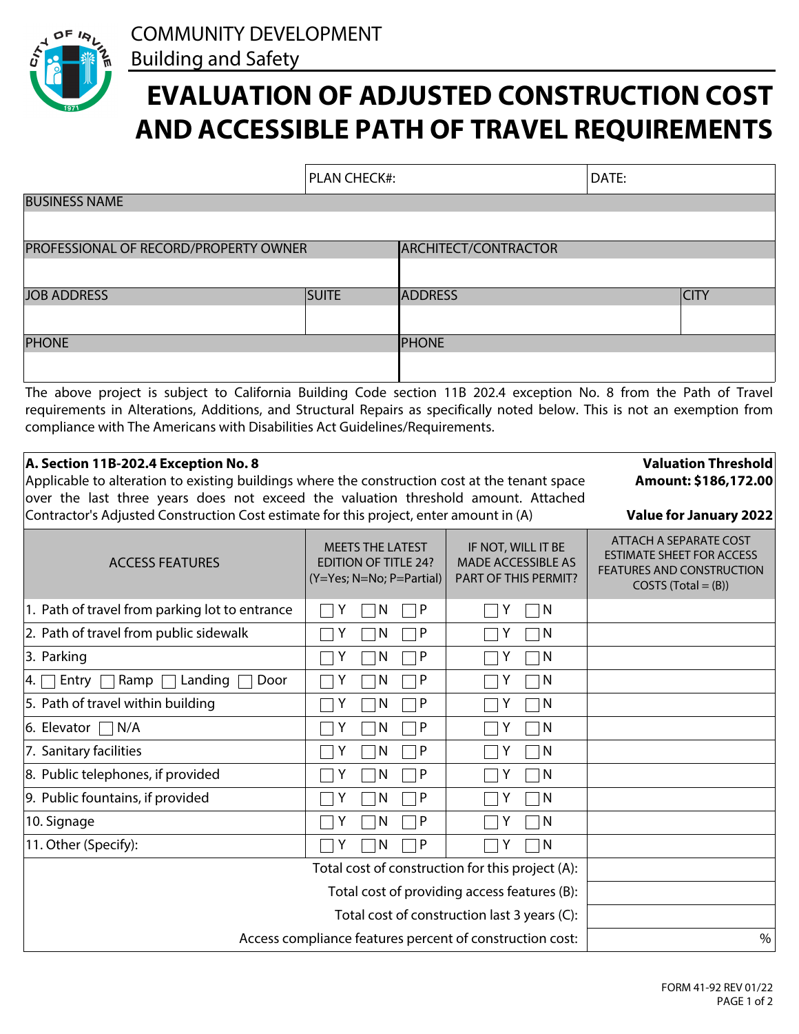COMMUNITY DEVELOPMENT
Building and Safety

# EVALUATION OF ADJUSTED CONSTRUCTION COST AND ACCESSIBLE PATH OF TRAVEL REQUIREMENTS

| | | | | |
|---|---|---|---|---|
| | PLAN CHECK#: | | DATE: | |
| BUSINESS NAME | | | | |
| PROFESSIONAL OF RECORD/PROPERTY OWNER | | ARCHITECT/CONTRACTOR | | |
| JOB ADDRESS | SUITE | ADDRESS | | CITY |
| PHONE | | PHONE | | |

The above project is subject to California Building Code section 11B 202.4 exception No. 8 from the Path of Travel requirements in Alterations, Additions, and Structural Repairs as specifically noted below. This is not an exemption from compliance with The Americans with Disabilities Act Guidelines/Requirements.

**A. Section 11B-202.4 Exception No. 8**
Applicable to alteration to existing buildings where the construction cost at the tenant space over the last three years does not exceed the valuation threshold amount. Attached Contractor's Adjusted Construction Cost estimate for this project, enter amount in (A)

**Valuation Threshold Amount: $186,172.00**
**Value for January 2022**

| ACCESS FEATURES | MEETS THE LATEST EDITION OF TITLE 24? (Y=Yes; N=No; P=Partial) | IF NOT, WILL IT BE MADE ACCESSIBLE AS PART OF THIS PERMIT? | ATTACH A SEPARATE COST ESTIMATE SHEET FOR ACCESS FEATURES AND CONSTRUCTION COSTS (Total = (B)) |
|---|---|---|---|
| 1. Path of travel from parking lot to entrance | ☐ Y ☐ N ☐ P | ☐ Y ☐ N | |
| 2. Path of travel from public sidewalk | ☐ Y ☐ N ☐ P | ☐ Y ☐ N | |
| 3. Parking | ☐ Y ☐ N ☐ P | ☐ Y ☐ N | |
| 4. ☐ Entry ☐ Ramp ☐ Landing ☐ Door | ☐ Y ☐ N ☐ P | ☐ Y ☐ N | |
| 5. Path of travel within building | ☐ Y ☐ N ☐ P | ☐ Y ☐ N | |
| 6. Elevator ☐ N/A | ☐ Y ☐ N ☐ P | ☐ Y ☐ N | |
| 7. Sanitary facilities | ☐ Y ☐ N ☐ P | ☐ Y ☐ N | |
| 8. Public telephones, if provided | ☐ Y ☐ N ☐ P | ☐ Y ☐ N | |
| 9. Public fountains, if provided | ☐ Y ☐ N ☐ P | ☐ Y ☐ N | |
| 10. Signage | ☐ Y ☐ N ☐ P | ☐ Y ☐ N | |
| 11. Other (Specify): | ☐ Y ☐ N ☐ P | ☐ Y ☐ N | |
| | | Total cost of construction for this project (A): | |
| | | Total cost of providing access features (B): | |
| | | Total cost of construction last 3 years (C): | |
| | | Access compliance features percent of construction cost: | % |

FORM 41-92 REV 01/22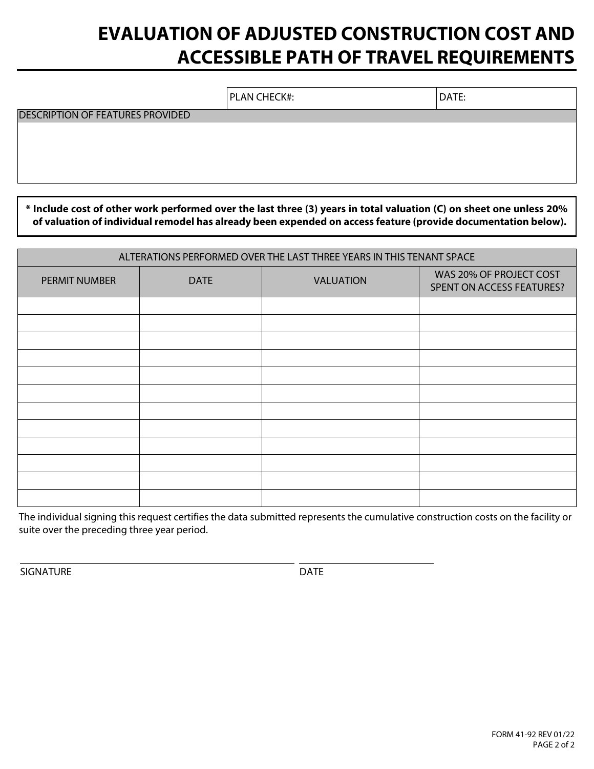# EVALUATION OF ADJUSTED CONSTRUCTION COST AND ACCESSIBLE PATH OF TRAVEL REQUIREMENTS

| | PLAN CHECK#: | DATE: |
|---|---|---|

**DESCRIPTION OF FEATURES PROVIDED**

**\* Include cost of other work performed over the last three (3) years in total valuation (C) on sheet one unless 20% of valuation of individual remodel has already been expended on access feature (provide documentation below).**

| ALTERATIONS PERFORMED OVER THE LAST THREE YEARS IN THIS TENANT SPACE | | | |
|---|---|---|---|
| PERMIT NUMBER | DATE | VALUATION | WAS 20% OF PROJECT COST SPENT ON ACCESS FEATURES? |
| | | | |
| | | | |
| | | | |
| | | | |
| | | | |
| | | | |
| | | | |
| | | | |
| | | | |
| | | | |
| | | | |
| | | | |

The individual signing this request certifies the data submitted represents the cumulative construction costs on the facility or suite over the preceding three year period.

SIGNATURE ______________________ DATE ______________

FORM 41-92 REV 01/22